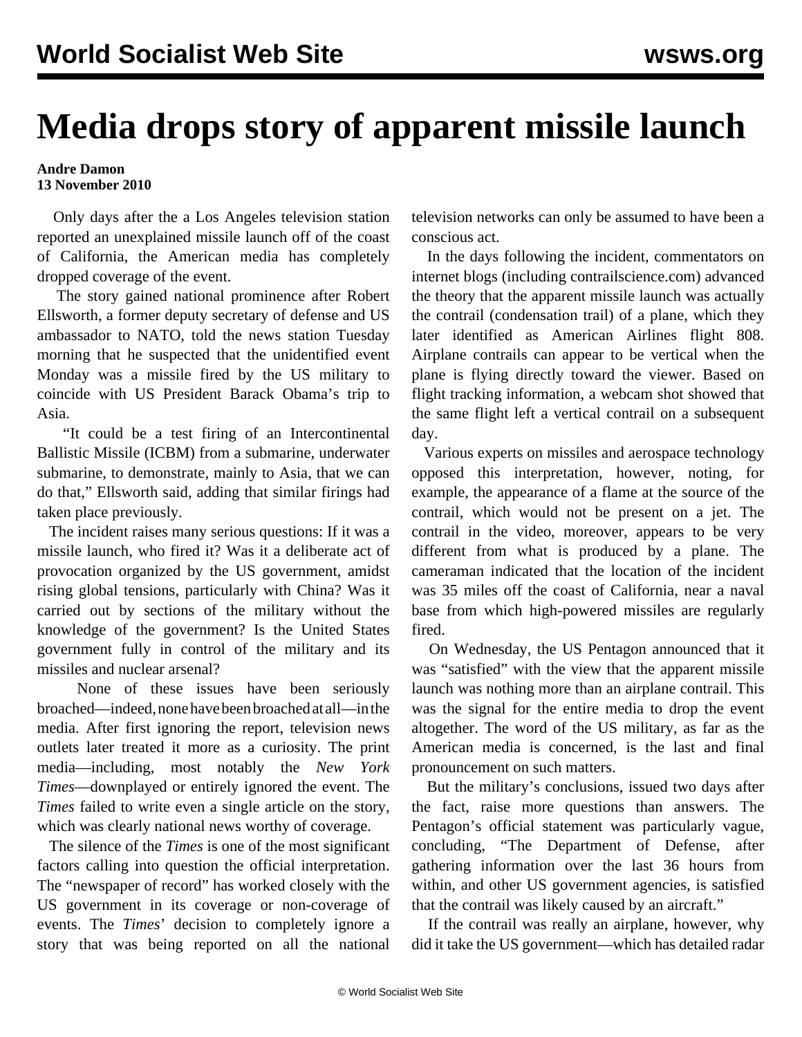# Media drops story of apparent missile launch

**Andre Damon**
**13 November 2010**

Only days after the a Los Angeles television station reported an unexplained missile launch off of the coast of California, the American media has completely dropped coverage of the event.

The story gained national prominence after Robert Ellsworth, a former deputy secretary of defense and US ambassador to NATO, told the news station Tuesday morning that he suspected that the unidentified event Monday was a missile fired by the US military to coincide with US President Barack Obama's trip to Asia.

"It could be a test firing of an Intercontinental Ballistic Missile (ICBM) from a submarine, underwater submarine, to demonstrate, mainly to Asia, that we can do that," Ellsworth said, adding that similar firings had taken place previously.

The incident raises many serious questions: If it was a missile launch, who fired it? Was it a deliberate act of provocation organized by the US government, amidst rising global tensions, particularly with China? Was it carried out by sections of the military without the knowledge of the government? Is the United States government fully in control of the military and its missiles and nuclear arsenal?

None of these issues have been seriously broached—indeed, none have been broached at all—in the media. After first ignoring the report, television news outlets later treated it more as a curiosity. The print media—including, most notably the *New York Times*—downplayed or entirely ignored the event. The *Times* failed to write even a single article on the story, which was clearly national news worthy of coverage.

The silence of the *Times* is one of the most significant factors calling into question the official interpretation. The "newspaper of record" has worked closely with the US government in its coverage or non-coverage of events. The *Times*' decision to completely ignore a story that was being reported on all the national television networks can only be assumed to have been a conscious act.

In the days following the incident, commentators on internet blogs (including contrailscience.com) advanced the theory that the apparent missile launch was actually the contrail (condensation trail) of a plane, which they later identified as American Airlines flight 808. Airplane contrails can appear to be vertical when the plane is flying directly toward the viewer. Based on flight tracking information, a webcam shot showed that the same flight left a vertical contrail on a subsequent day.

Various experts on missiles and aerospace technology opposed this interpretation, however, noting, for example, the appearance of a flame at the source of the contrail, which would not be present on a jet. The contrail in the video, moreover, appears to be very different from what is produced by a plane. The cameraman indicated that the location of the incident was 35 miles off the coast of California, near a naval base from which high-powered missiles are regularly fired.

On Wednesday, the US Pentagon announced that it was "satisfied" with the view that the apparent missile launch was nothing more than an airplane contrail. This was the signal for the entire media to drop the event altogether. The word of the US military, as far as the American media is concerned, is the last and final pronouncement on such matters.

But the military's conclusions, issued two days after the fact, raise more questions than answers. The Pentagon's official statement was particularly vague, concluding, "The Department of Defense, after gathering information over the last 36 hours from within, and other US government agencies, is satisfied that the contrail was likely caused by an aircraft."

If the contrail was really an airplane, however, why did it take the US government—which has detailed radar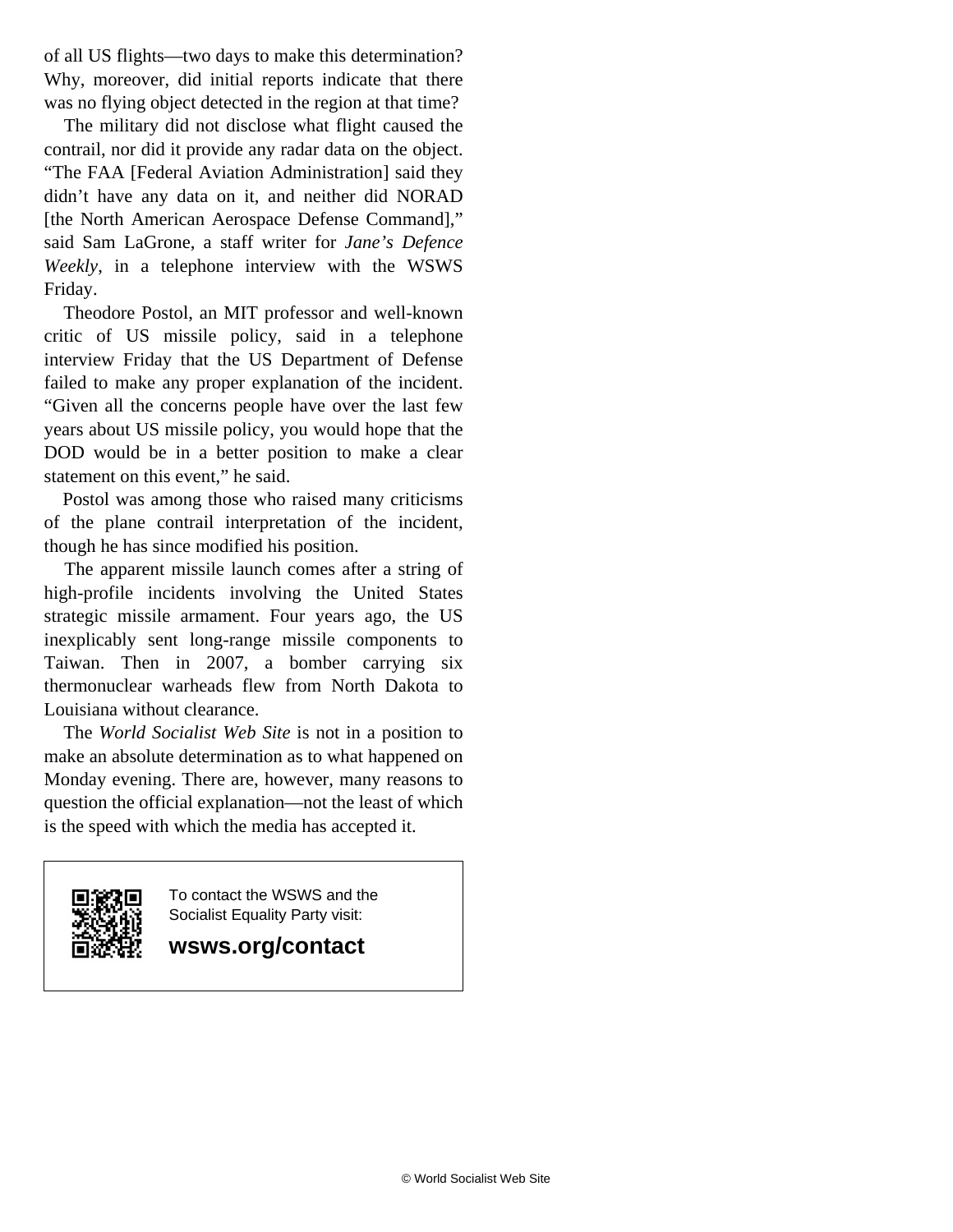of all US flights—two days to make this determination? Why, moreover, did initial reports indicate that there was no flying object detected in the region at that time?

The military did not disclose what flight caused the contrail, nor did it provide any radar data on the object. "The FAA [Federal Aviation Administration] said they didn't have any data on it, and neither did NORAD [the North American Aerospace Defense Command]," said Sam LaGrone, a staff writer for *Jane's Defence Weekly*, in a telephone interview with the WSWS Friday.

Theodore Postol, an MIT professor and well-known critic of US missile policy, said in a telephone interview Friday that the US Department of Defense failed to make any proper explanation of the incident. "Given all the concerns people have over the last few years about US missile policy, you would hope that the DOD would be in a better position to make a clear statement on this event," he said.

Postol was among those who raised many criticisms of the plane contrail interpretation of the incident, though he has since modified his position.

The apparent missile launch comes after a string of high-profile incidents involving the United States strategic missile armament. Four years ago, the US inexplicably sent long-range missile components to Taiwan. Then in 2007, a bomber carrying six thermonuclear warheads flew from North Dakota to Louisiana without clearance.

The *World Socialist Web Site* is not in a position to make an absolute determination as to what happened on Monday evening. There are, however, many reasons to question the official explanation—not the least of which is the speed with which the media has accepted it.

To contact the WSWS and the Socialist Equality Party visit:

**wsws.org/contact**

© World Socialist Web Site